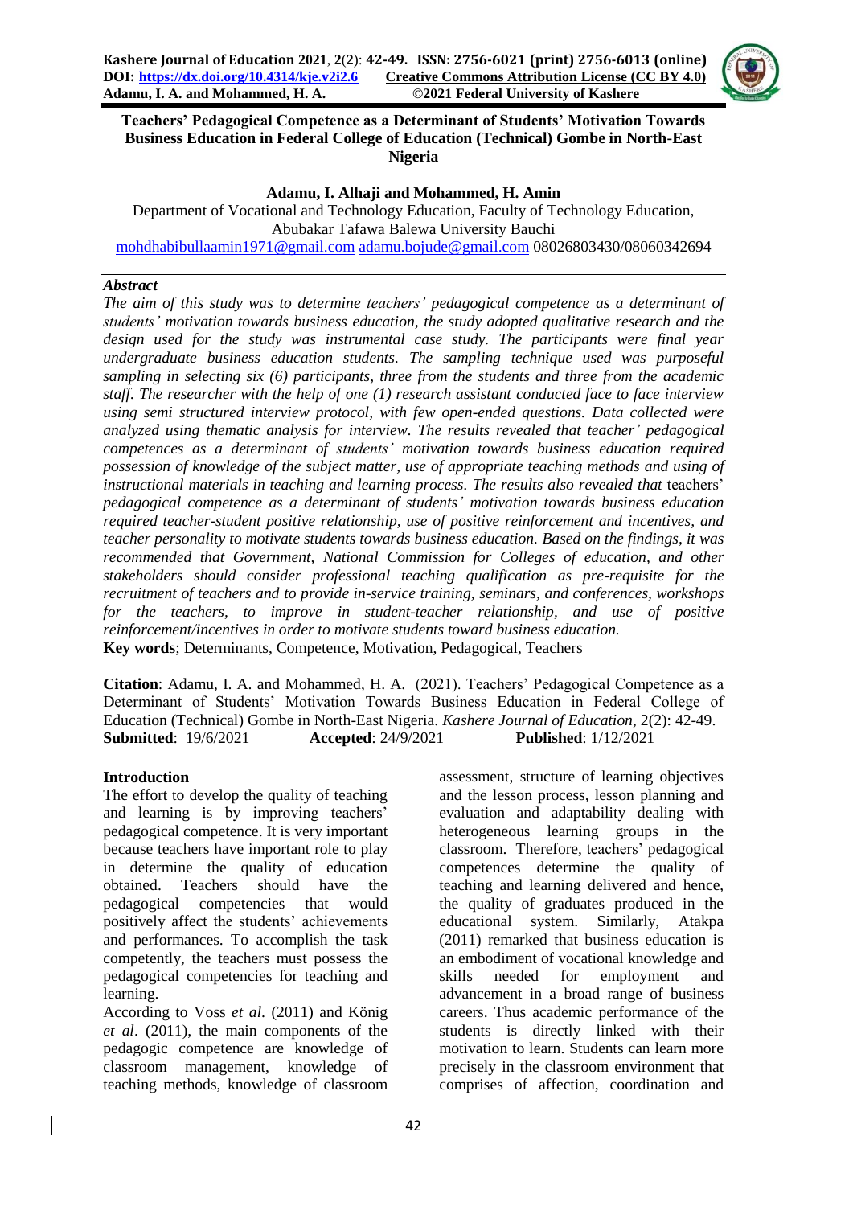# Teachers' Pedagogical Competence as a Determinant of Students' Motivation Towards Business Education in Federal College of Education (Technical) Gombe in North-East Nigeria

**Adamu, I. Alhaji and Mohammed, H. Amin**

Department of Vocational and Technology Education, Faculty of Technology Education, Abubakar Tafawa Balewa University Bauchi

mohdhabibullaamin1971@gmail.com adamu.bojude@gmail.com 08026803430/08060342694

## Abstract

*The aim of this study was to determine teachers' pedagogical competence as a determinant of students' motivation towards business education, the study adopted qualitative research and the design used for the study was instrumental case study. The participants were final year undergraduate business education students. The sampling technique used was purposeful sampling in selecting six (6) participants, three from the students and three from the academic staff. The researcher with the help of one (1) research assistant conducted face to face interview using semi structured interview protocol, with few open-ended questions. Data collected were analyzed using thematic analysis for interview. The results revealed that teacher' pedagogical competences as a determinant of students' motivation towards business education required possession of knowledge of the subject matter, use of appropriate teaching methods and using of instructional materials in teaching and learning process. The results also revealed that* teachers' *pedagogical competence as a determinant of students' motivation towards business education required teacher-student positive relationship, use of positive reinforcement and incentives, and teacher personality to motivate students towards business education. Based on the findings, it was recommended that Government, National Commission for Colleges of education, and other stakeholders should consider professional teaching qualification as pre-requisite for the recruitment of teachers and to provide in-service training, seminars, and conferences, workshops for the teachers, to improve in student-teacher relationship, and use of positive reinforcement/incentives in order to motivate students toward business education.*

**Key words**; Determinants, Competence, Motivation, Pedagogical, Teachers

**Citation**: Adamu, I. A. and Mohammed, H. A. (2021). Teachers' Pedagogical Competence as a Determinant of Students' Motivation Towards Business Education in Federal College of Education (Technical) Gombe in North-East Nigeria. *Kashere Journal of Education*, 2(2): 42-49.

**Submitted**: 19/6/2021 **Accepted**: 24/9/2021 **Published**: 1/12/2021

## Introduction

The effort to develop the quality of teaching and learning is by improving teachers' pedagogical competence. It is very important because teachers have important role to play in determine the quality of education obtained. Teachers should have the pedagogical competencies that would positively affect the students' achievements and performances. To accomplish the task competently, the teachers must possess the pedagogical competencies for teaching and learning.

According to Voss *et al.* (2011) and König *et al*. (2011), the main components of the pedagogic competence are knowledge of classroom management, knowledge of teaching methods, knowledge of classroom assessment, structure of learning objectives and the lesson process, lesson planning and evaluation and adaptability dealing with heterogeneous learning groups in the classroom. Therefore, teachers' pedagogical competences determine the quality of teaching and learning delivered and hence, the quality of graduates produced in the educational system. Similarly, Atakpa (2011) remarked that business education is an embodiment of vocational knowledge and skills needed for employment and advancement in a broad range of business careers. Thus academic performance of the students is directly linked with their motivation to learn. Students can learn more precisely in the classroom environment that comprises of affection, coordination and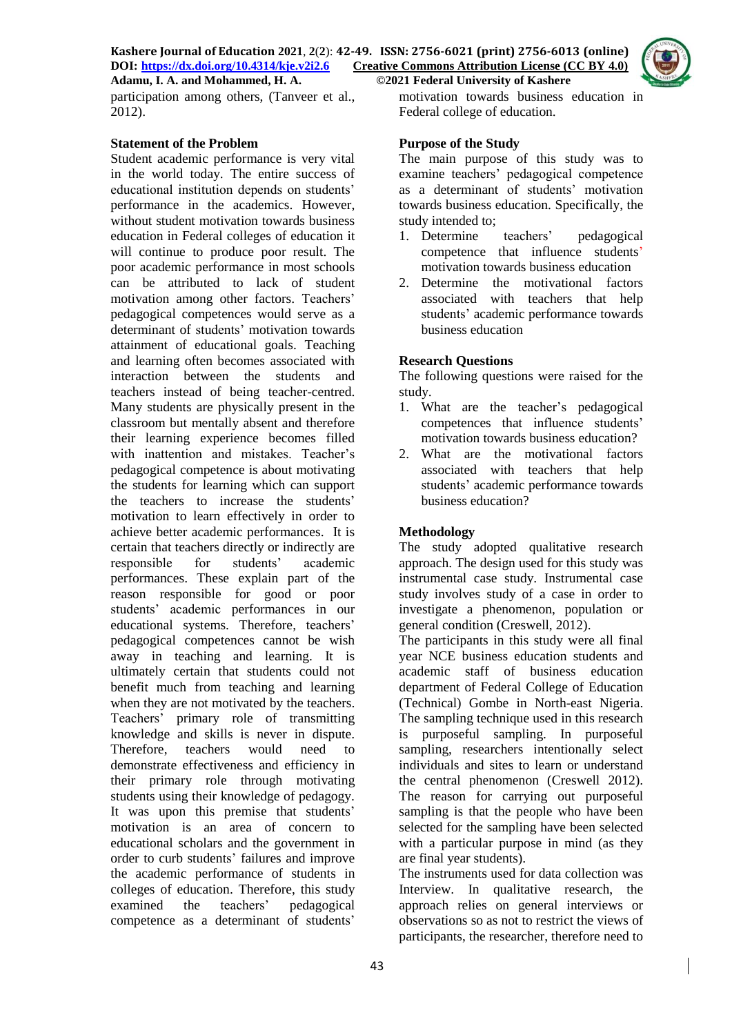participation among others, (Tanveer et al., 2012).

## Statement of the Problem

Student academic performance is very vital in the world today. The entire success of educational institution depends on students' performance in the academics. However, without student motivation towards business education in Federal colleges of education it will continue to produce poor result. The poor academic performance in most schools can be attributed to lack of student motivation among other factors. Teachers' pedagogical competences would serve as a determinant of students' motivation towards attainment of educational goals. Teaching and learning often becomes associated with interaction between the students and teachers instead of being teacher-centred. Many students are physically present in the classroom but mentally absent and therefore their learning experience becomes filled with inattention and mistakes. Teacher's pedagogical competence is about motivating the students for learning which can support the teachers to increase the students' motivation to learn effectively in order to achieve better academic performances. It is certain that teachers directly or indirectly are responsible for students' academic performances. These explain part of the reason responsible for good or poor students' academic performances in our educational systems. Therefore, teachers' pedagogical competences cannot be wish away in teaching and learning. It is ultimately certain that students could not benefit much from teaching and learning when they are not motivated by the teachers. Teachers' primary role of transmitting knowledge and skills is never in dispute. Therefore, teachers would need to demonstrate effectiveness and efficiency in their primary role through motivating students using their knowledge of pedagogy. It was upon this premise that students' motivation is an area of concern to educational scholars and the government in order to curb students' failures and improve the academic performance of students in colleges of education. Therefore, this study examined the teachers' pedagogical competence as a determinant of students' motivation towards business education in Federal college of education.

## Purpose of the Study

The main purpose of this study was to examine teachers' pedagogical competence as a determinant of students' motivation towards business education. Specifically, the study intended to;

1. Determine teachers' pedagogical competence that influence students' motivation towards business education
2. Determine the motivational factors associated with teachers that help students' academic performance towards business education

## Research Questions

The following questions were raised for the study.

1. What are the teacher's pedagogical competences that influence students' motivation towards business education?
2. What are the motivational factors associated with teachers that help students' academic performance towards business education?

## Methodology

The study adopted qualitative research approach. The design used for this study was instrumental case study. Instrumental case study involves study of a case in order to investigate a phenomenon, population or general condition (Creswell, 2012).

The participants in this study were all final year NCE business education students and academic staff of business education department of Federal College of Education (Technical) Gombe in North-east Nigeria. The sampling technique used in this research is purposeful sampling. In purposeful sampling, researchers intentionally select individuals and sites to learn or understand the central phenomenon (Creswell 2012). The reason for carrying out purposeful sampling is that the people who have been selected for the sampling have been selected with a particular purpose in mind (as they are final year students).

The instruments used for data collection was Interview. In qualitative research, the approach relies on general interviews or observations so as not to restrict the views of participants, the researcher, therefore need to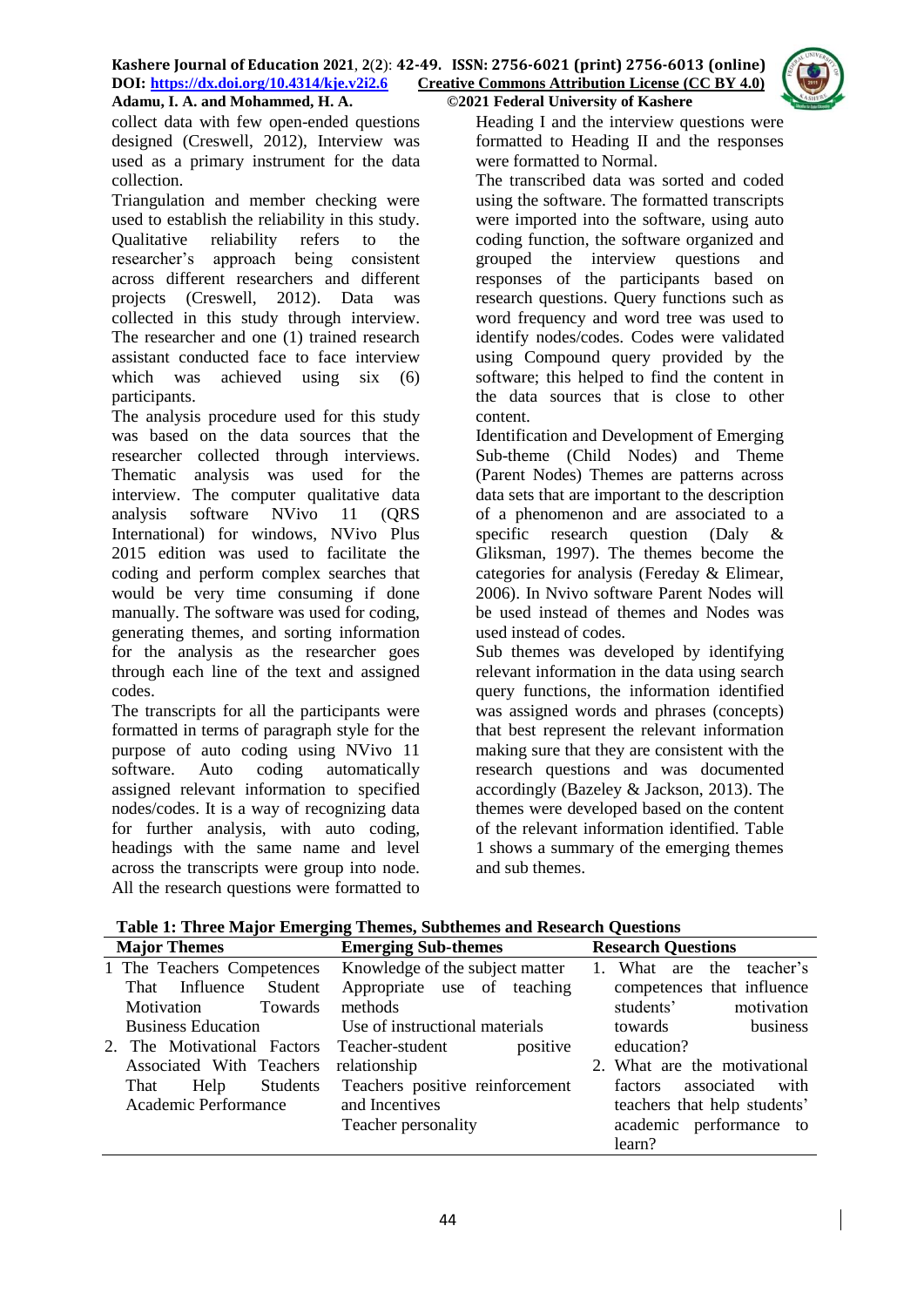collect data with few open-ended questions designed (Creswell, 2012), Interview was used as a primary instrument for the data collection.

Triangulation and member checking were used to establish the reliability in this study. Qualitative reliability refers to the researcher's approach being consistent across different researchers and different projects (Creswell, 2012). Data was collected in this study through interview. The researcher and one (1) trained research assistant conducted face to face interview which was achieved using six (6) participants.

The analysis procedure used for this study was based on the data sources that the researcher collected through interviews. Thematic analysis was used for the interview. The computer qualitative data analysis software NVivo 11 (QRS International) for windows, NVivo Plus 2015 edition was used to facilitate the coding and perform complex searches that would be very time consuming if done manually. The software was used for coding, generating themes, and sorting information for the analysis as the researcher goes through each line of the text and assigned codes.

The transcripts for all the participants were formatted in terms of paragraph style for the purpose of auto coding using NVivo 11 software. Auto coding automatically assigned relevant information to specified nodes/codes. It is a way of recognizing data for further analysis, with auto coding, headings with the same name and level across the transcripts were group into node. All the research questions were formatted to Heading I and the interview questions were formatted to Heading II and the responses were formatted to Normal.

The transcribed data was sorted and coded using the software. The formatted transcripts were imported into the software, using auto coding function, the software organized and grouped the interview questions and responses of the participants based on research questions. Query functions such as word frequency and word tree was used to identify nodes/codes. Codes were validated using Compound query provided by the software; this helped to find the content in the data sources that is close to other content.

Identification and Development of Emerging Sub-theme (Child Nodes) and Theme (Parent Nodes) Themes are patterns across data sets that are important to the description of a phenomenon and are associated to a specific research question (Daly & Gliksman, 1997). The themes become the categories for analysis (Fereday & Elimear, 2006). In Nvivo software Parent Nodes will be used instead of themes and Nodes was used instead of codes.

Sub themes was developed by identifying relevant information in the data using search query functions, the information identified was assigned words and phrases (concepts) that best represent the relevant information making sure that they are consistent with the research questions and was documented accordingly (Bazeley & Jackson, 2013). The themes were developed based on the content of the relevant information identified. Table 1 shows a summary of the emerging themes and sub themes.

**Table 1: Three Major Emerging Themes, Subthemes and Research Questions**

| Major Themes | Emerging Sub-themes | Research Questions |
|---|---|---|
| 1 The Teachers Competences That Influence Student Motivation Towards Business Education | Knowledge of the subject matter<br>Appropriate use of teaching methods<br>Use of instructional materials | 1. What are the teacher's competences that influence students' motivation towards business education? |
| 2. The Motivational Factors Associated With Teachers That Help Students Academic Performance | Teacher-student positive relationship<br>Teachers positive reinforcement and Incentives<br>Teacher personality | 2. What are the motivational factors associated with teachers that help students' academic performance to learn? |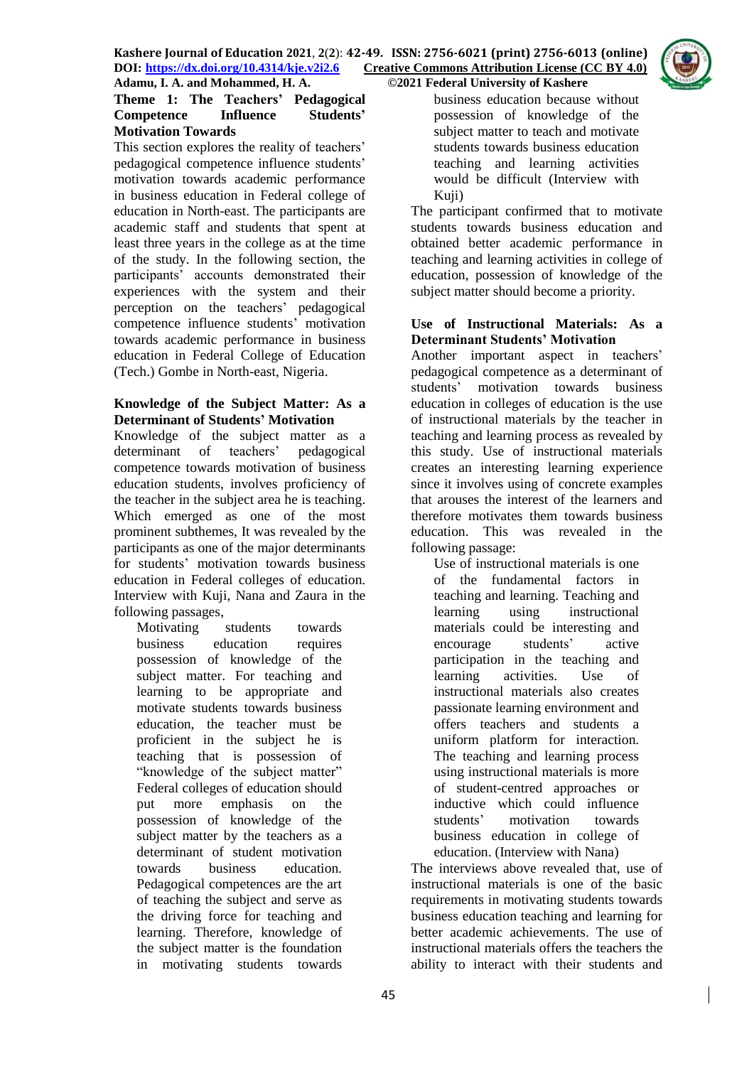**Theme 1: The Teachers' Pedagogical Competence Influence Students' Motivation Towards**

This section explores the reality of teachers' pedagogical competence influence students' motivation towards academic performance in business education in Federal college of education in North-east. The participants are academic staff and students that spent at least three years in the college as at the time of the study. In the following section, the participants' accounts demonstrated their experiences with the system and their perception on the teachers' pedagogical competence influence students' motivation towards academic performance in business education in Federal College of Education (Tech.) Gombe in North-east, Nigeria.

**Knowledge of the Subject Matter: As a Determinant of Students' Motivation**

Knowledge of the subject matter as a determinant of teachers' pedagogical competence towards motivation of business education students, involves proficiency of the teacher in the subject area he is teaching. Which emerged as one of the most prominent subthemes, It was revealed by the participants as one of the major determinants for students' motivation towards business education in Federal colleges of education. Interview with Kuji, Nana and Zaura in the following passages,

> Motivating students towards business education requires possession of knowledge of the subject matter. For teaching and learning to be appropriate and motivate students towards business education, the teacher must be proficient in the subject he is teaching that is possession of "knowledge of the subject matter" Federal colleges of education should put more emphasis on the possession of knowledge of the subject matter by the teachers as a determinant of student motivation towards business education. Pedagogical competences are the art of teaching the subject and serve as the driving force for teaching and learning. Therefore, knowledge of the subject matter is the foundation in motivating students towards business education because without possession of knowledge of the subject matter to teach and motivate students towards business education teaching and learning activities would be difficult (Interview with Kuji)

The participant confirmed that to motivate students towards business education and obtained better academic performance in teaching and learning activities in college of education, possession of knowledge of the subject matter should become a priority.

**Use of Instructional Materials: As a Determinant Students' Motivation**

Another important aspect in teachers' pedagogical competence as a determinant of students' motivation towards business education in colleges of education is the use of instructional materials by the teacher in teaching and learning process as revealed by this study. Use of instructional materials creates an interesting learning experience since it involves using of concrete examples that arouses the interest of the learners and therefore motivates them towards business education. This was revealed in the following passage:

> Use of instructional materials is one of the fundamental factors in teaching and learning. Teaching and learning using instructional materials could be interesting and encourage students' active participation in the teaching and learning activities. Use of instructional materials also creates passionate learning environment and offers teachers and students a uniform platform for interaction. The teaching and learning process using instructional materials is more of student-centred approaches or inductive which could influence students' motivation towards business education in college of education. (Interview with Nana)

The interviews above revealed that, use of instructional materials is one of the basic requirements in motivating students towards business education teaching and learning for better academic achievements. The use of instructional materials offers the teachers the ability to interact with their students and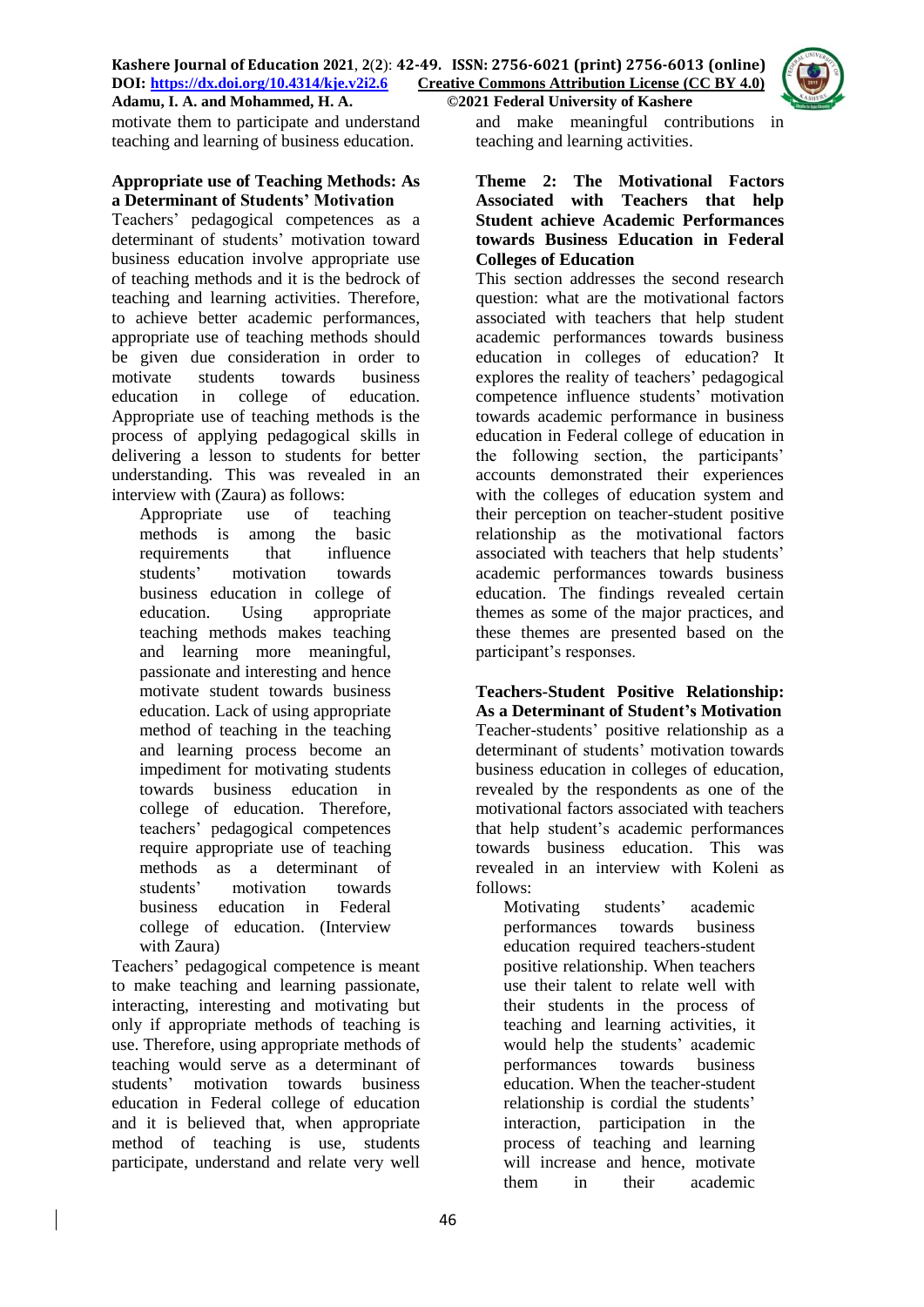motivate them to participate and understand teaching and learning of business education.

**Appropriate use of Teaching Methods: As a Determinant of Students' Motivation**

Teachers' pedagogical competences as a determinant of students' motivation toward business education involve appropriate use of teaching methods and it is the bedrock of teaching and learning activities. Therefore, to achieve better academic performances, appropriate use of teaching methods should be given due consideration in order to motivate students towards business education in college of education. Appropriate use of teaching methods is the process of applying pedagogical skills in delivering a lesson to students for better understanding. This was revealed in an interview with (Zaura) as follows:

> Appropriate use of teaching methods is among the basic requirements that influence students' motivation towards business education in college of education. Using appropriate teaching methods makes teaching and learning more meaningful, passionate and interesting and hence motivate student towards business education. Lack of using appropriate method of teaching in the teaching and learning process become an impediment for motivating students towards business education in college of education. Therefore, teachers' pedagogical competences require appropriate use of teaching methods as a determinant of students' motivation towards business education in Federal college of education. (Interview with Zaura)

Teachers' pedagogical competence is meant to make teaching and learning passionate, interacting, interesting and motivating but only if appropriate methods of teaching is use. Therefore, using appropriate methods of teaching would serve as a determinant of students' motivation towards business education in Federal college of education and it is believed that, when appropriate method of teaching is use, students participate, understand and relate very well and make meaningful contributions in teaching and learning activities.

**Theme 2: The Motivational Factors Associated with Teachers that help Student achieve Academic Performances towards Business Education in Federal Colleges of Education**

This section addresses the second research question: what are the motivational factors associated with teachers that help student academic performances towards business education in colleges of education? It explores the reality of teachers' pedagogical competence influence students' motivation towards academic performance in business education in Federal college of education in the following section, the participants' accounts demonstrated their experiences with the colleges of education system and their perception on teacher-student positive relationship as the motivational factors associated with teachers that help students' academic performances towards business education. The findings revealed certain themes as some of the major practices, and these themes are presented based on the participant's responses.

**Teachers-Student Positive Relationship: As a Determinant of Student's Motivation**

Teacher-students' positive relationship as a determinant of students' motivation towards business education in colleges of education, revealed by the respondents as one of the motivational factors associated with teachers that help student's academic performances towards business education. This was revealed in an interview with Koleni as follows:

> Motivating students' academic performances towards business education required teachers-student positive relationship. When teachers use their talent to relate well with their students in the process of teaching and learning activities, it would help the students' academic performances towards business education. When the teacher-student relationship is cordial the students' interaction, participation in the process of teaching and learning will increase and hence, motivate them in their academic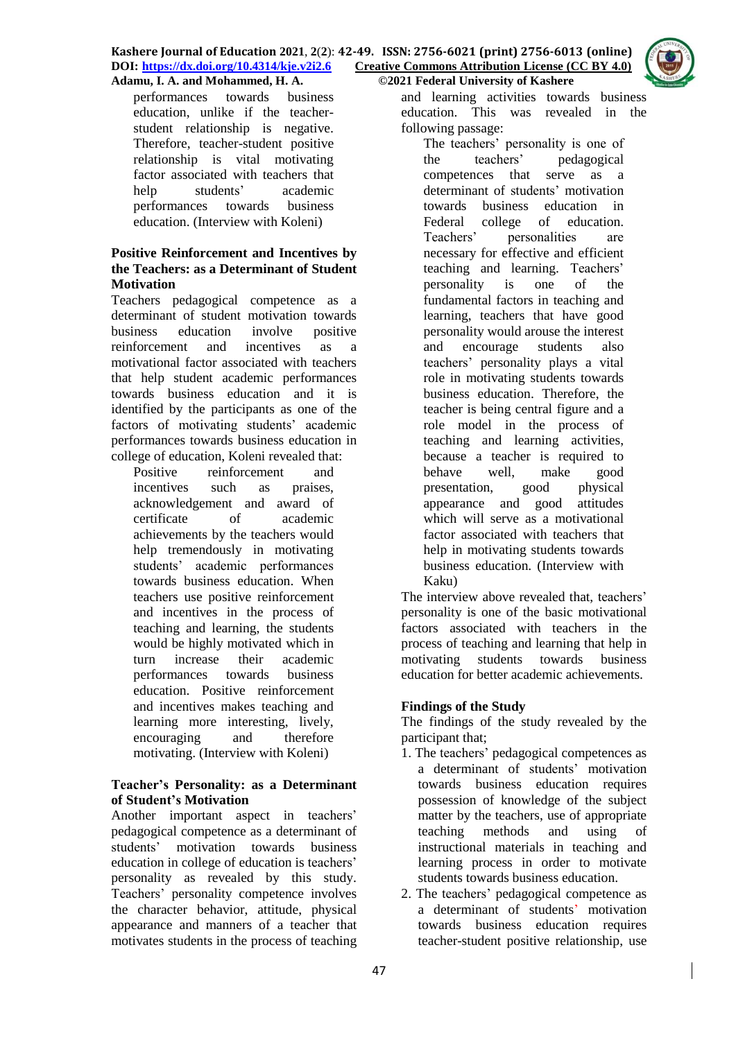performances towards business education, unlike if the teacher-student relationship is negative. Therefore, teacher-student positive relationship is vital motivating factor associated with teachers that help students' academic performances towards business education. (Interview with Koleni)

### Positive Reinforcement and Incentives by the Teachers: as a Determinant of Student Motivation

Teachers pedagogical competence as a determinant of student motivation towards business education involve positive reinforcement and incentives as a motivational factor associated with teachers that help student academic performances towards business education and it is identified by the participants as one of the factors of motivating students' academic performances towards business education in college of education, Koleni revealed that:

> Positive reinforcement and incentives such as praises, acknowledgement and award of certificate of academic achievements by the teachers would help tremendously in motivating students' academic performances towards business education. When teachers use positive reinforcement and incentives in the process of teaching and learning, the students would be highly motivated which in turn increase their academic performances towards business education. Positive reinforcement and incentives makes teaching and learning more interesting, lively, encouraging and therefore motivating. (Interview with Koleni)

### Teacher's Personality: as a Determinant of Student's Motivation

Another important aspect in teachers' pedagogical competence as a determinant of students' motivation towards business education in college of education is teachers' personality as revealed by this study. Teachers' personality competence involves the character behavior, attitude, physical appearance and manners of a teacher that motivates students in the process of teaching and learning activities towards business education. This was revealed in the following passage:

> The teachers' personality is one of the teachers' pedagogical competences that serve as a determinant of students' motivation towards business education in Federal college of education. Teachers' personalities are necessary for effective and efficient teaching and learning. Teachers' personality is one of the fundamental factors in teaching and learning, teachers that have good personality would arouse the interest and encourage students also teachers' personality plays a vital role in motivating students towards business education. Therefore, the teacher is being central figure and a role model in the process of teaching and learning activities, because a teacher is required to behave well, make good presentation, good physical appearance and good attitudes which will serve as a motivational factor associated with teachers that help in motivating students towards business education. (Interview with Kaku)

The interview above revealed that, teachers' personality is one of the basic motivational factors associated with teachers in the process of teaching and learning that help in motivating students towards business education for better academic achievements.

### Findings of the Study

The findings of the study revealed by the participant that;

1. The teachers' pedagogical competences as a determinant of students' motivation towards business education requires possession of knowledge of the subject matter by the teachers, use of appropriate teaching methods and using of instructional materials in teaching and learning process in order to motivate students towards business education.
2. The teachers' pedagogical competence as a determinant of students' motivation towards business education requires teacher-student positive relationship, use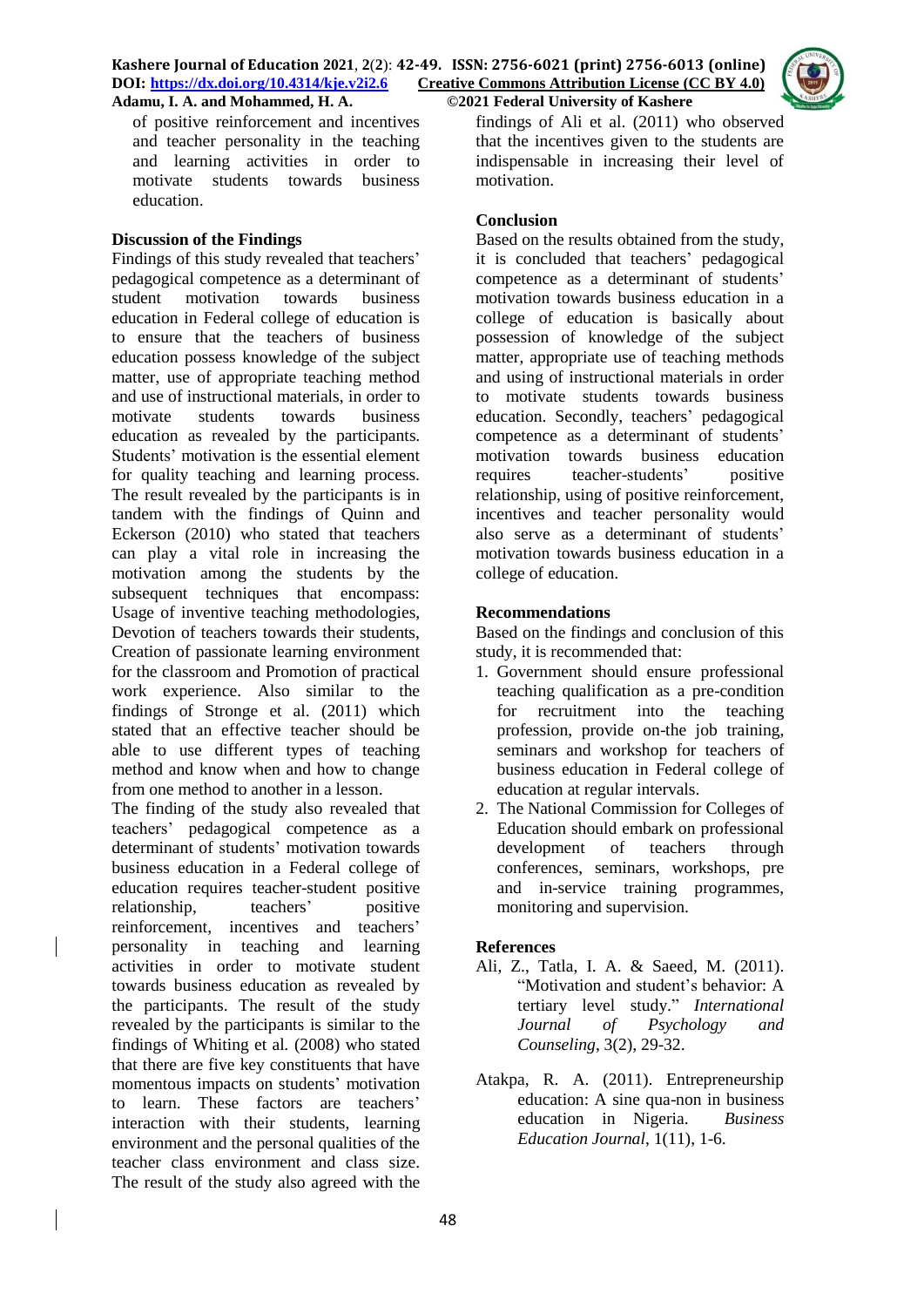of positive reinforcement and incentives and teacher personality in the teaching and learning activities in order to motivate students towards business education.

## Discussion of the Findings

Findings of this study revealed that teachers' pedagogical competence as a determinant of student motivation towards business education in Federal college of education is to ensure that the teachers of business education possess knowledge of the subject matter, use of appropriate teaching method and use of instructional materials, in order to motivate students towards business education as revealed by the participants. Students' motivation is the essential element for quality teaching and learning process. The result revealed by the participants is in tandem with the findings of Quinn and Eckerson (2010) who stated that teachers can play a vital role in increasing the motivation among the students by the subsequent techniques that encompass: Usage of inventive teaching methodologies, Devotion of teachers towards their students, Creation of passionate learning environment for the classroom and Promotion of practical work experience. Also similar to the findings of Stronge et al. (2011) which stated that an effective teacher should be able to use different types of teaching method and know when and how to change from one method to another in a lesson.

The finding of the study also revealed that teachers' pedagogical competence as a determinant of students' motivation towards business education in a Federal college of education requires teacher-student positive relationship, teachers' positive reinforcement, incentives and teachers' personality in teaching and learning activities in order to motivate student towards business education as revealed by the participants. The result of the study revealed by the participants is similar to the findings of Whiting et al. (2008) who stated that there are five key constituents that have momentous impacts on students' motivation to learn. These factors are teachers' interaction with their students, learning environment and the personal qualities of the teacher class environment and class size. The result of the study also agreed with the findings of Ali et al. (2011) who observed that the incentives given to the students are indispensable in increasing their level of motivation.

## Conclusion

Based on the results obtained from the study, it is concluded that teachers' pedagogical competence as a determinant of students' motivation towards business education in a college of education is basically about possession of knowledge of the subject matter, appropriate use of teaching methods and using of instructional materials in order to motivate students towards business education. Secondly, teachers' pedagogical competence as a determinant of students' motivation towards business education requires teacher-students' positive relationship, using of positive reinforcement, incentives and teacher personality would also serve as a determinant of students' motivation towards business education in a college of education.

## Recommendations

Based on the findings and conclusion of this study, it is recommended that:

1. Government should ensure professional teaching qualification as a pre-condition for recruitment into the teaching profession, provide on-the job training, seminars and workshop for teachers of business education in Federal college of education at regular intervals.
2. The National Commission for Colleges of Education should embark on professional development of teachers through conferences, seminars, workshops, pre and in-service training programmes, monitoring and supervision.

## References

Ali, Z., Tatla, I. A. & Saeed, M. (2011). "Motivation and student's behavior: A tertiary level study." *International Journal of Psychology and Counseling*, 3(2), 29-32.

Atakpa, R. A. (2011). Entrepreneurship education: A sine qua-non in business education in Nigeria. *Business Education Journal*, 1(11), 1-6.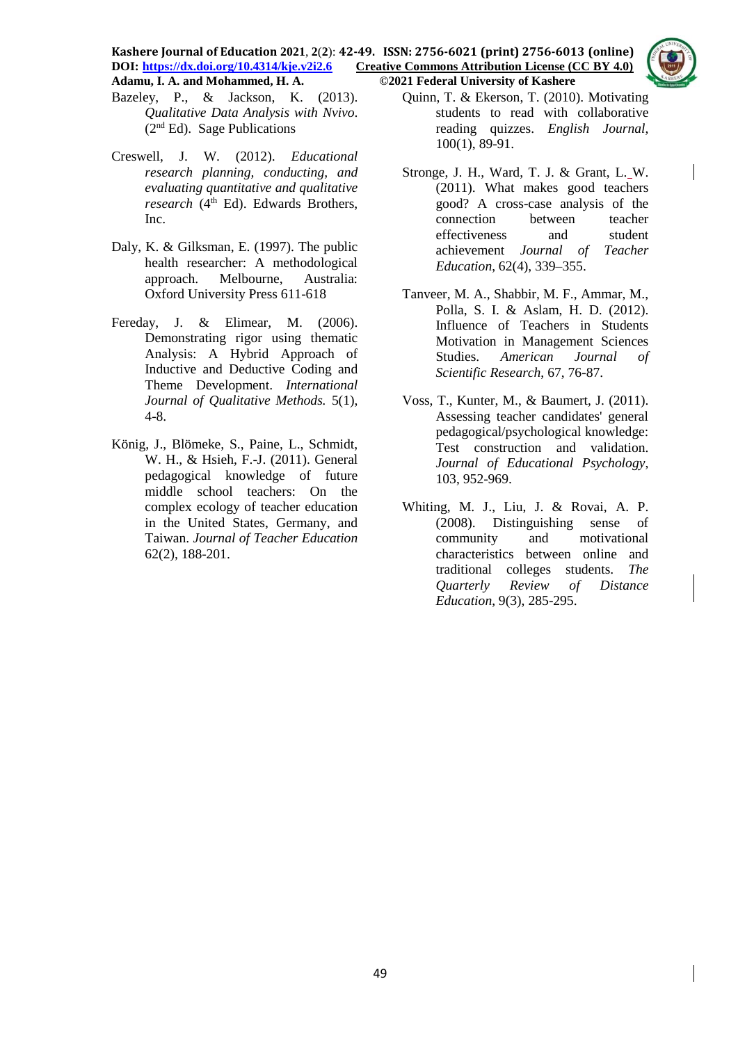Bazeley, P., & Jackson, K. (2013). *Qualitative Data Analysis with Nvivo*. (2nd Ed). Sage Publications

Creswell, J. W. (2012). *Educational research planning, conducting, and evaluating quantitative and qualitative research* (4th Ed). Edwards Brothers, Inc.

Daly, K. & Gilksman, E. (1997). The public health researcher: A methodological approach. Melbourne, Australia: Oxford University Press 611-618

Fereday, J. & Elimear, M. (2006). Demonstrating rigor using thematic Analysis: A Hybrid Approach of Inductive and Deductive Coding and Theme Development. *International Journal of Qualitative Methods.* 5(1), 4-8.

König, J., Blömeke, S., Paine, L., Schmidt, W. H., & Hsieh, F.-J. (2011). General pedagogical knowledge of future middle school teachers: On the complex ecology of teacher education in the United States, Germany, and Taiwan. *Journal of Teacher Education* 62(2), 188-201.

Quinn, T. & Ekerson, T. (2010). Motivating students to read with collaborative reading quizzes. *English Journal*, 100(1), 89-91.

Stronge, J. H., Ward, T. J. & Grant, L. W. (2011). What makes good teachers good? A cross-case analysis of the connection between teacher effectiveness and student achievement *Journal of Teacher Education*, 62(4), 339–355.

Tanveer, M. A., Shabbir, M. F., Ammar, M., Polla, S. I. & Aslam, H. D. (2012). Influence of Teachers in Students Motivation in Management Sciences Studies. *American Journal of Scientific Research*, 67, 76-87.

Voss, T., Kunter, M., & Baumert, J. (2011). Assessing teacher candidates' general pedagogical/psychological knowledge: Test construction and validation. *Journal of Educational Psychology*, 103, 952-969.

Whiting, M. J., Liu, J. & Rovai, A. P. (2008). Distinguishing sense of community and motivational characteristics between online and traditional colleges students. *The Quarterly Review of Distance Education*, 9(3), 285-295.